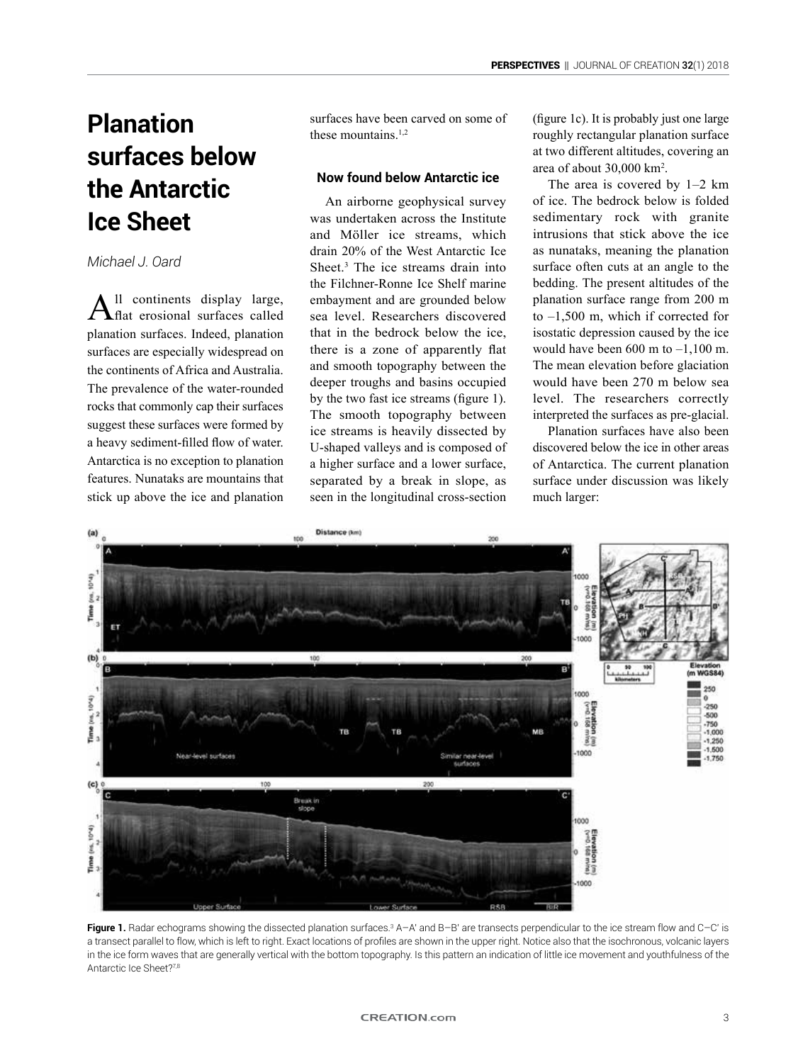# Planation surfaces below the Antarctic Ice Sheet

*Michael J. Oard*

All continents display large, flat erosional surfaces called planation surfaces. Indeed, planation surfaces are especially widespread on the continents of Africa and Australia. The prevalence of the water-rounded rocks that commonly cap their surfaces suggest these surfaces were formed by a heavy sediment-filled flow of water. Antarctica is no exception to planation features. Nunataks are mountains that stick up above the ice and planation surfaces have been carved on some of these mountains.[1,2]

### Now found below Antarctic ice

An airborne geophysical survey was undertaken across the Institute and Möller ice streams, which drain 20% of the West Antarctic Ice Sheet.[3] The ice streams drain into the Filchner-Ronne Ice Shelf marine embayment and are grounded below sea level. Researchers discovered that in the bedrock below the ice, there is a zone of apparently flat and smooth topography between the deeper troughs and basins occupied by the two fast ice streams (figure 1). The smooth topography between ice streams is heavily dissected by U-shaped valleys and is composed of a higher surface and a lower surface, separated by a break in slope, as seen in the longitudinal cross-section (figure 1c). It is probably just one large roughly rectangular planation surface at two different altitudes, covering an area of about 30,000 km$^2$.

The area is covered by 1–2 km of ice. The bedrock below is folded sedimentary rock with granite intrusions that stick above the ice as nunataks, meaning the planation surface often cuts at an angle to the bedding. The present altitudes of the planation surface range from 200 m to –1,500 m, which if corrected for isostatic depression caused by the ice would have been 600 m to –1,100 m. The mean elevation before glaciation would have been 270 m below sea level. The researchers correctly interpreted the surfaces as pre-glacial.

Planation surfaces have also been discovered below the ice in other areas of Antarctica. The current planation surface under discussion was likely much larger:

**Figure 1.** Radar echograms showing the dissected planation surfaces.[3] A–A' and B–B' are transects perpendicular to the ice stream flow and C–C' is a transect parallel to flow, which is left to right. Exact locations of profiles are shown in the upper right. Notice also that the isochronous, volcanic layers in the ice form waves that are generally vertical with the bottom topography. Is this pattern an indication of little ice movement and youthfulness of the Antarctic Ice Sheet?[7,8]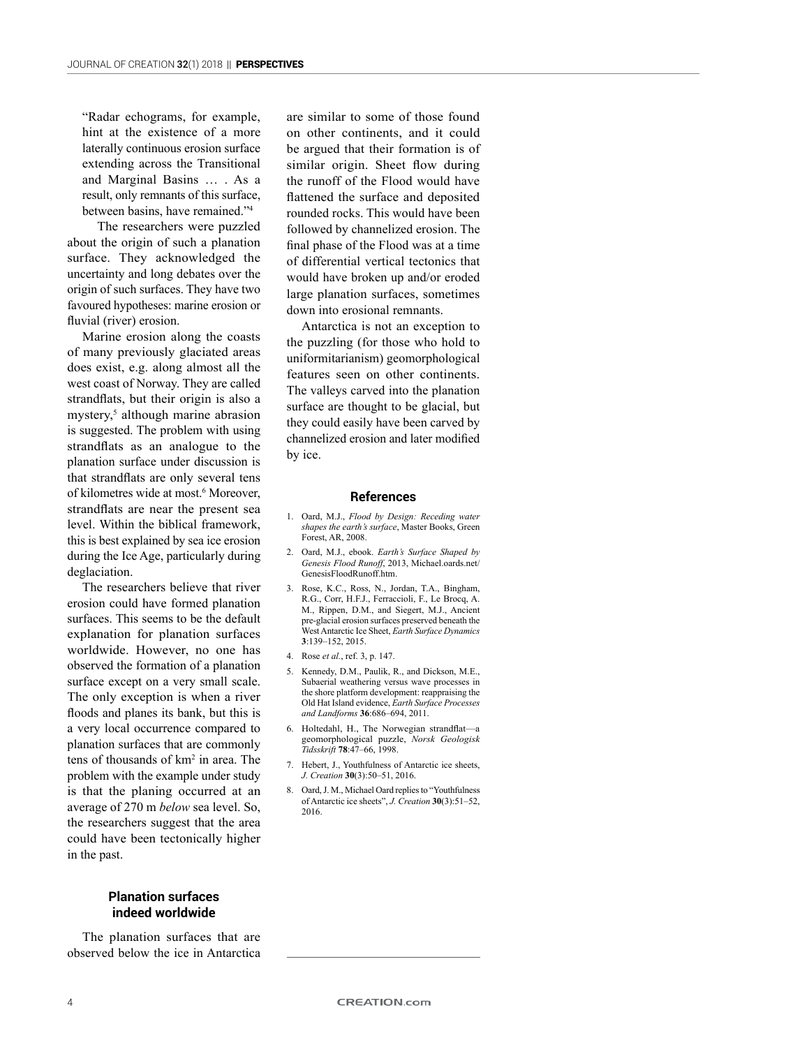"Radar echograms, for example, hint at the existence of a more laterally continuous erosion surface extending across the Transitional and Marginal Basins … . As a result, only remnants of this surface, between basins, have remained."[4]

The researchers were puzzled about the origin of such a planation surface. They acknowledged the uncertainty and long debates over the origin of such surfaces. They have two favoured hypotheses: marine erosion or fluvial (river) erosion.

Marine erosion along the coasts of many previously glaciated areas does exist, e.g. along almost all the west coast of Norway. They are called strandflats, but their origin is also a mystery,[5] although marine abrasion is suggested. The problem with using strandflats as an analogue to the planation surface under discussion is that strandflats are only several tens of kilometres wide at most.[6] Moreover, strandflats are near the present sea level. Within the biblical framework, this is best explained by sea ice erosion during the Ice Age, particularly during deglaciation.

The researchers believe that river erosion could have formed planation surfaces. This seems to be the default explanation for planation surfaces worldwide. However, no one has observed the formation of a planation surface except on a very small scale. The only exception is when a river floods and planes its bank, but this is a very local occurrence compared to planation surfaces that are commonly tens of thousands of km$^2$ in area. The problem with the example under study is that the planing occurred at an average of 270 m *below* sea level. So, the researchers suggest that the area could have been tectonically higher in the past.

## Planation surfaces indeed worldwide

The planation surfaces that are observed below the ice in Antarctica are similar to some of those found on other continents, and it could be argued that their formation is of similar origin. Sheet flow during the runoff of the Flood would have flattened the surface and deposited rounded rocks. This would have been followed by channelized erosion. The final phase of the Flood was at a time of differential vertical tectonics that would have broken up and/or eroded large planation surfaces, sometimes down into erosional remnants.

Antarctica is not an exception to the puzzling (for those who hold to uniformitarianism) geomorphological features seen on other continents. The valleys carved into the planation surface are thought to be glacial, but they could easily have been carved by channelized erosion and later modified by ice.

## References

1. Oard, M.J., *Flood by Design: Receding water shapes the earth's surface*, Master Books, Green Forest, AR, 2008.
2. Oard, M.J., ebook. *Earth's Surface Shaped by Genesis Flood Runoff*, 2013, Michael.oards.net/GenesisFloodRunoff.htm.
3. Rose, K.C., Ross, N., Jordan, T.A., Bingham, R.G., Corr, H.F.J., Ferraccioli, F., Le Brocq, A. M., Rippen, D.M., and Siegert, M.J., Ancient pre-glacial erosion surfaces preserved beneath the West Antarctic Ice Sheet, *Earth Surface Dynamics* **3**:139–152, 2015.
4. Rose *et al.*, ref. 3, p. 147.
5. Kennedy, D.M., Paulik, R., and Dickson, M.E., Subaerial weathering versus wave processes in the shore platform development: reappraising the Old Hat Island evidence, *Earth Surface Processes and Landforms* **36**:686–694, 2011.
6. Holtedahl, H., The Norwegian strandflat—a geomorphological puzzle, *Norsk Geologisk Tidsskrift* **78**:47–66, 1998.
7. Hebert, J., Youthfulness of Antarctic ice sheets, *J. Creation* **30**(3):50–51, 2016.
8. Oard, J. M., Michael Oard replies to "Youthfulness of Antarctic ice sheets", *J. Creation* **30**(3):51–52, 2016.